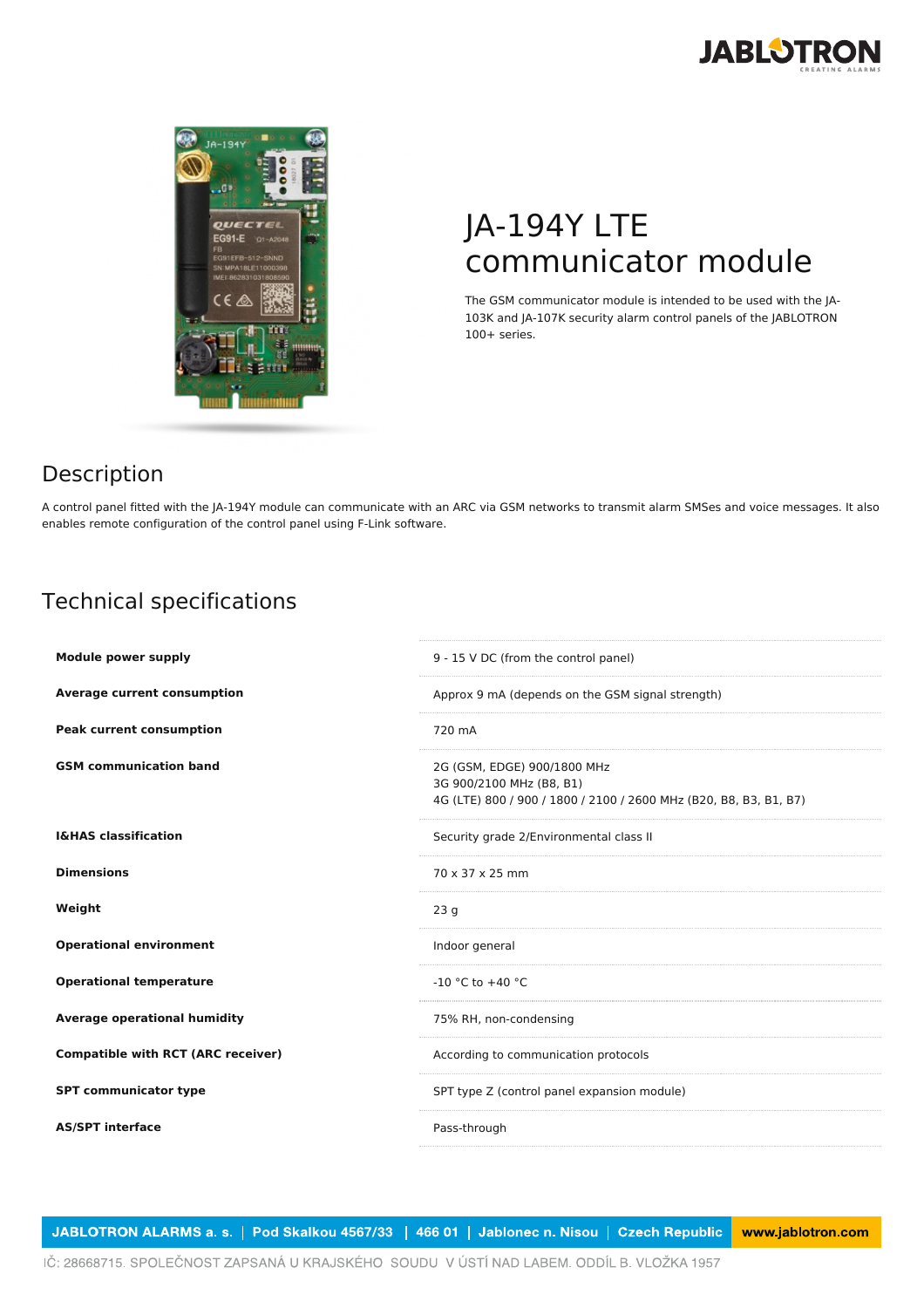# JA-194Y LTE communicator module

The GSM communicator module is intended to be used with the JA-103K and JA-107K security alarm control panels of the JABLOTRON 100+ series.

## Description

A control panel fitted with the JA-194Y module can communicate with an ARC via GSM networks to transmit alarm SMSes and voice messages. It also enables remote configuration of the control panel using F-Link software.

## Technical specifications

| | |
|---|---|
| **Module power supply** | 9 - 15 V DC (from the control panel) |
| **Average current consumption** | Approx 9 mA (depends on the GSM signal strength) |
| **Peak current consumption** | 720 mA |
| **GSM communication band** | 2G (GSM, EDGE) 900/1800 MHz<br>3G 900/2100 MHz (B8, B1)<br>4G (LTE) 800 / 900 / 1800 / 2100 / 2600 MHz (B20, B8, B3, B1, B7) |
| **I&HAS classification** | Security grade 2/Environmental class II |
| **Dimensions** | 70 x 37 x 25 mm |
| **Weight** | 23 g |
| **Operational environment** | Indoor general |
| **Operational temperature** | -10 °C to +40 °C |
| **Average operational humidity** | 75% RH, non-condensing |
| **Compatible with RCT (ARC receiver)** | According to communication protocols |
| **SPT communicator type** | SPT type Z (control panel expansion module) |
| **AS/SPT interface** | Pass-through |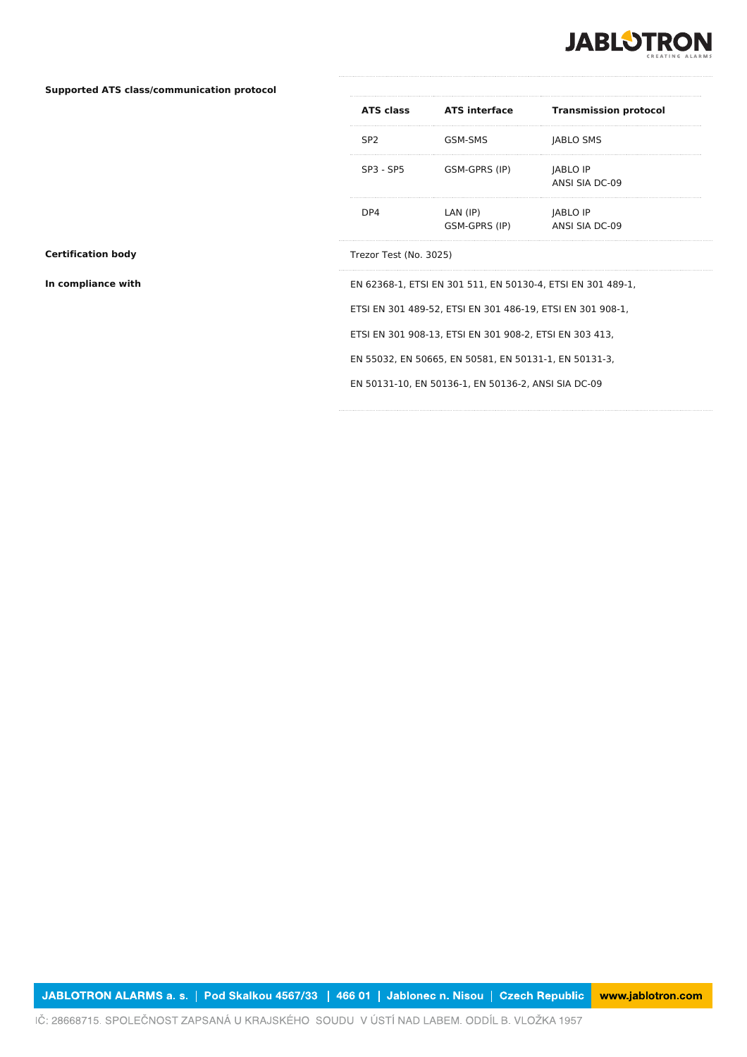**Supported ATS class/communication protocol**

| ATS class | ATS interface | Transmission protocol |
|---|---|---|
| SP2 | GSM-SMS | JABLO SMS |
| SP3 - SP5 | GSM-GPRS (IP) | JABLO IP<br>ANSI SIA DC-09 |
| DP4 | LAN (IP)<br>GSM-GPRS (IP) | JABLO IP<br>ANSI SIA DC-09 |

**Certification body**

Trezor Test (No. 3025)

**In compliance with**

EN 62368-1, ETSI EN 301 511, EN 50130-4, ETSI EN 301 489-1,

ETSI EN 301 489-52, ETSI EN 301 486-19, ETSI EN 301 908-1,

ETSI EN 301 908-13, ETSI EN 301 908-2, ETSI EN 303 413,

EN 55032, EN 50665, EN 50581, EN 50131-1, EN 50131-3,

EN 50131-10, EN 50136-1, EN 50136-2, ANSI SIA DC-09